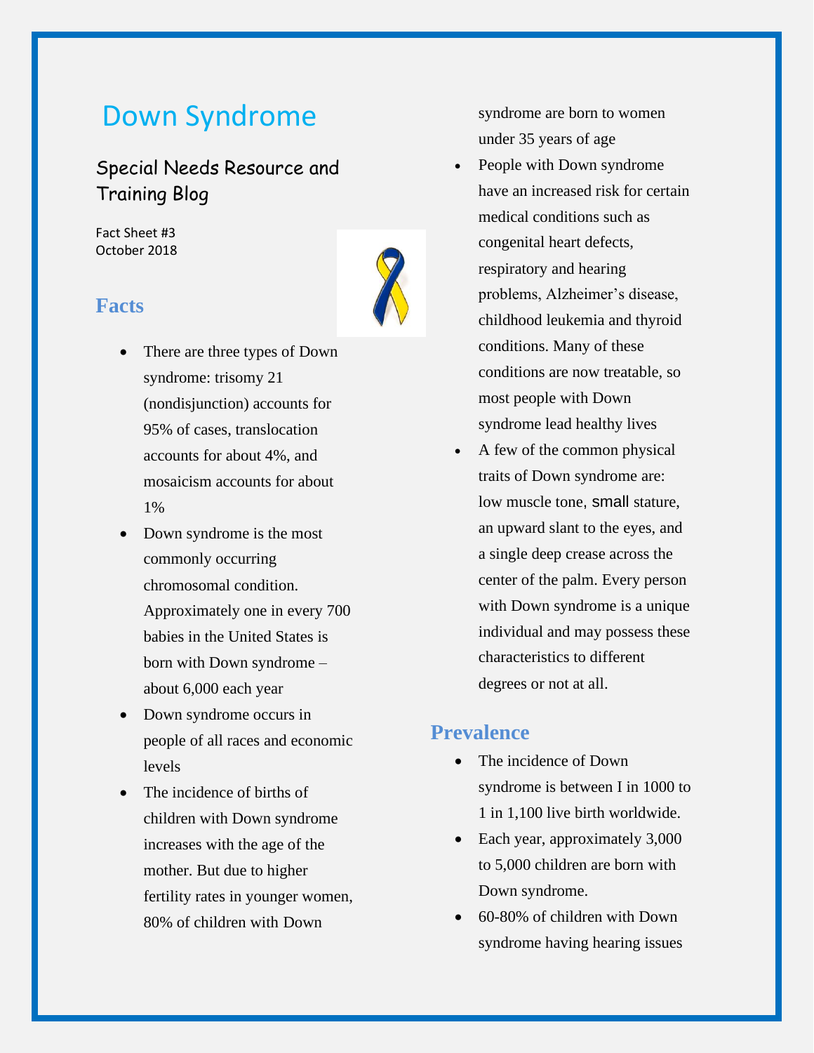# Down Syndrome

Special Needs Resource and Training Blog

Fact Sheet #3
October 2018

## Facts

- There are three types of Down syndrome: trisomy 21 (nondisjunction) accounts for 95% of cases, translocation accounts for about 4%, and mosaicism accounts for about 1%
- Down syndrome is the most commonly occurring chromosomal condition. Approximately one in every 700 babies in the United States is born with Down syndrome – about 6,000 each year
- Down syndrome occurs in people of all races and economic levels
- The incidence of births of children with Down syndrome increases with the age of the mother. But due to higher fertility rates in younger women, 80% of children with Down syndrome are born to women under 35 years of age
- People with Down syndrome have an increased risk for certain medical conditions such as congenital heart defects, respiratory and hearing problems, Alzheimer's disease, childhood leukemia and thyroid conditions. Many of these conditions are now treatable, so most people with Down syndrome lead healthy lives
- A few of the common physical traits of Down syndrome are: low muscle tone, small stature, an upward slant to the eyes, and a single deep crease across the center of the palm. Every person with Down syndrome is a unique individual and may possess these characteristics to different degrees or not at all.

## Prevalence

- The incidence of Down syndrome is between I in 1000 to 1 in 1,100 live birth worldwide.
- Each year, approximately 3,000 to 5,000 children are born with Down syndrome.
- 60-80% of children with Down syndrome having hearing issues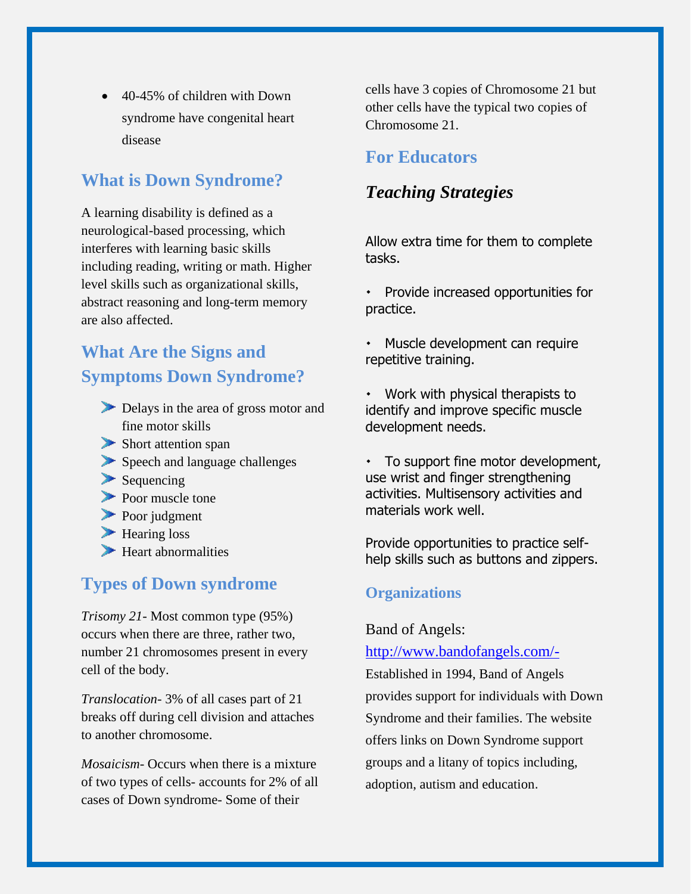- 40-45% of children with Down syndrome have congenital heart disease

## What is Down Syndrome?

A learning disability is defined as a neurological-based processing, which interferes with learning basic skills including reading, writing or math. Higher level skills such as organizational skills, abstract reasoning and long-term memory are also affected.

## What Are the Signs and Symptoms Down Syndrome?

- Delays in the area of gross motor and fine motor skills
- Short attention span
- Speech and language challenges
- Sequencing
- Poor muscle tone
- Poor judgment
- Hearing loss
- Heart abnormalities

## Types of Down syndrome

*Trisomy 21*- Most common type (95%) occurs when there are three, rather two, number 21 chromosomes present in every cell of the body.

*Translocation*- 3% of all cases part of 21 breaks off during cell division and attaches to another chromosome.

*Mosaicism*- Occurs when there is a mixture of two types of cells- accounts for 2% of all cases of Down syndrome- Some of their cells have 3 copies of Chromosome 21 but other cells have the typical two copies of Chromosome 21.

## For Educators

### *Teaching Strategies*

Allow extra time for them to complete tasks.

- Provide increased opportunities for practice.
- Muscle development can require repetitive training.
- Work with physical therapists to identify and improve specific muscle development needs.
- To support fine motor development, use wrist and finger strengthening activities. Multisensory activities and materials work well.

Provide opportunities to practice self-help skills such as buttons and zippers.

### Organizations

Band of Angels: http://www.bandofangels.com/- Established in 1994, Band of Angels provides support for individuals with Down Syndrome and their families. The website offers links on Down Syndrome support groups and a litany of topics including, adoption, autism and education.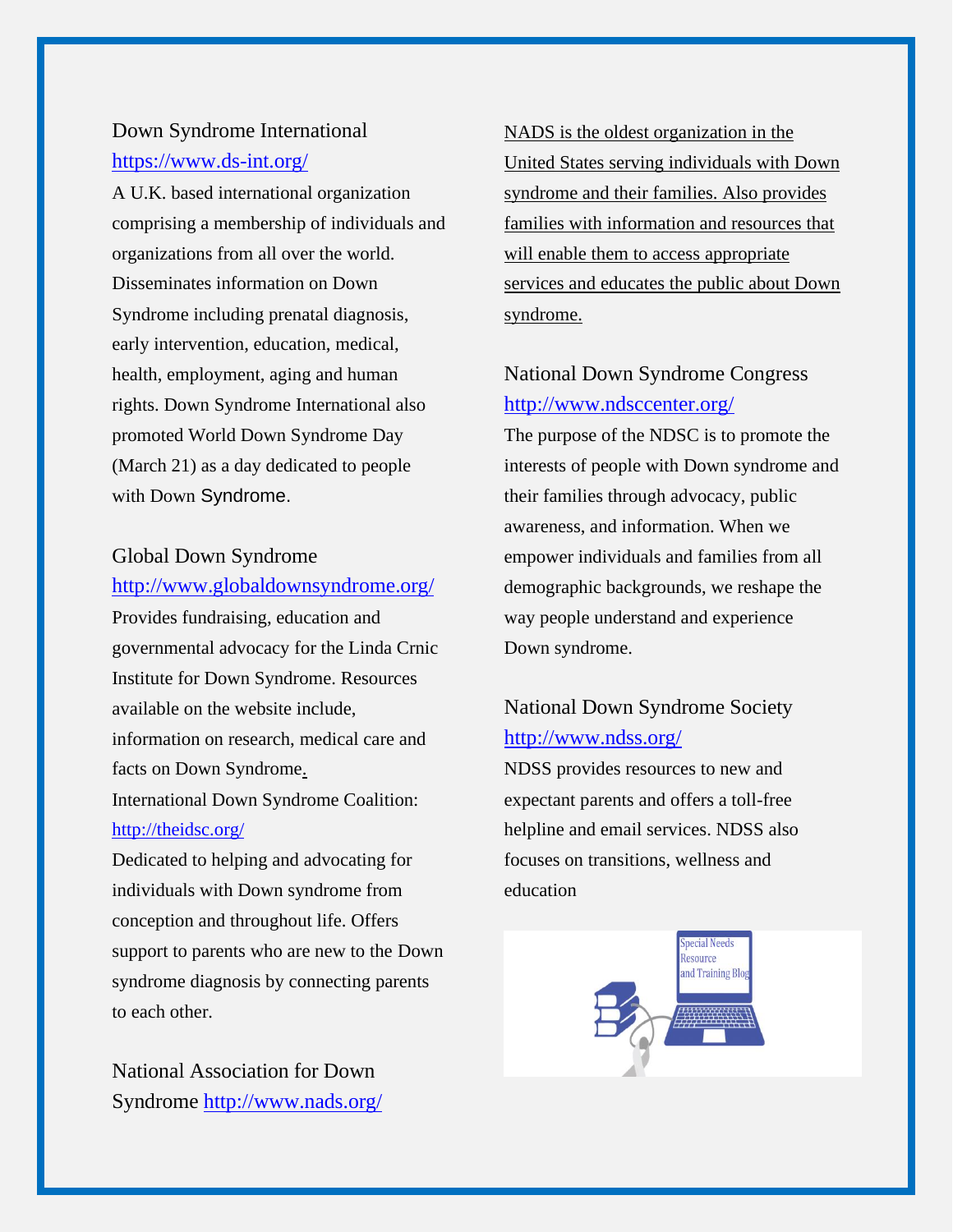Down Syndrome International
https://www.ds-int.org/

A U.K. based international organization comprising a membership of individuals and organizations from all over the world. Disseminates information on Down Syndrome including prenatal diagnosis, early intervention, education, medical, health, employment, aging and human rights. Down Syndrome International also promoted World Down Syndrome Day (March 21) as a day dedicated to people with Down Syndrome.

Global Down Syndrome
http://www.globaldownsyndrome.org/

Provides fundraising, education and governmental advocacy for the Linda Crnic Institute for Down Syndrome. Resources available on the website include, information on research, medical care and facts on Down Syndrome.

International Down Syndrome Coalition:
http://theidsc.org/

Dedicated to helping and advocating for individuals with Down syndrome from conception and throughout life. Offers support to parents who are new to the Down syndrome diagnosis by connecting parents to each other.

National Association for Down Syndrome http://www.nads.org/

NADS is the oldest organization in the United States serving individuals with Down syndrome and their families. Also provides families with information and resources that will enable them to access appropriate services and educates the public about Down syndrome.

National Down Syndrome Congress
http://www.ndsccenter.org/

The purpose of the NDSC is to promote the interests of people with Down syndrome and their families through advocacy, public awareness, and information. When we empower individuals and families from all demographic backgrounds, we reshape the way people understand and experience Down syndrome.

National Down Syndrome Society
http://www.ndss.org/

NDSS provides resources to new and expectant parents and offers a toll-free helpline and email services. NDSS also focuses on transitions, wellness and education

Special Needs Resource and Training Blog